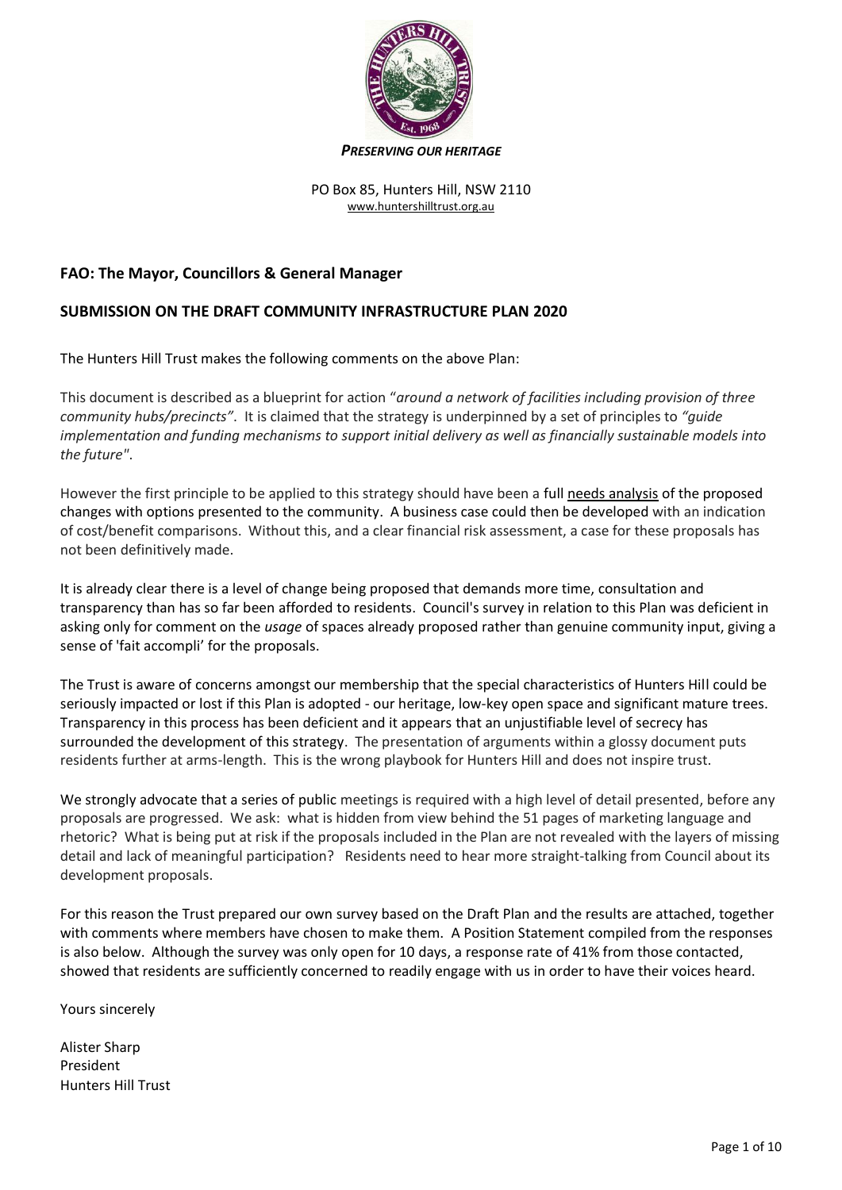***PRESERVING OUR HERITAGE***

PO Box 85, Hunters Hill, NSW 2110
www.huntershilltrust.org.au

**FAO: The Mayor, Councillors & General Manager**

## SUBMISSION ON THE DRAFT COMMUNITY INFRASTRUCTURE PLAN 2020

The Hunters Hill Trust makes the following comments on the above Plan:

This document is described as a blueprint for action "*around a network of facilities including provision of three community hubs/precincts"*. It is claimed that the strategy is underpinned by a set of principles to *"guide implementation and funding mechanisms to support initial delivery as well as financially sustainable models into the future"*.

However the first principle to be applied to this strategy should have been a full needs analysis of the proposed changes with options presented to the community. A business case could then be developed with an indication of cost/benefit comparisons. Without this, and a clear financial risk assessment, a case for these proposals has not been definitively made.

It is already clear there is a level of change being proposed that demands more time, consultation and transparency than has so far been afforded to residents. Council's survey in relation to this Plan was deficient in asking only for comment on the *usage* of spaces already proposed rather than genuine community input, giving a sense of 'fait accompli' for the proposals.

The Trust is aware of concerns amongst our membership that the special characteristics of Hunters Hill could be seriously impacted or lost if this Plan is adopted - our heritage, low-key open space and significant mature trees. Transparency in this process has been deficient and it appears that an unjustifiable level of secrecy has surrounded the development of this strategy. The presentation of arguments within a glossy document puts residents further at arms-length. This is the wrong playbook for Hunters Hill and does not inspire trust.

We strongly advocate that a series of public meetings is required with a high level of detail presented, before any proposals are progressed. We ask: what is hidden from view behind the 51 pages of marketing language and rhetoric? What is being put at risk if the proposals included in the Plan are not revealed with the layers of missing detail and lack of meaningful participation? Residents need to hear more straight-talking from Council about its development proposals.

For this reason the Trust prepared our own survey based on the Draft Plan and the results are attached, together with comments where members have chosen to make them. A Position Statement compiled from the responses is also below. Although the survey was only open for 10 days, a response rate of 41% from those contacted, showed that residents are sufficiently concerned to readily engage with us in order to have their voices heard.

Yours sincerely

Alister Sharp
President
Hunters Hill Trust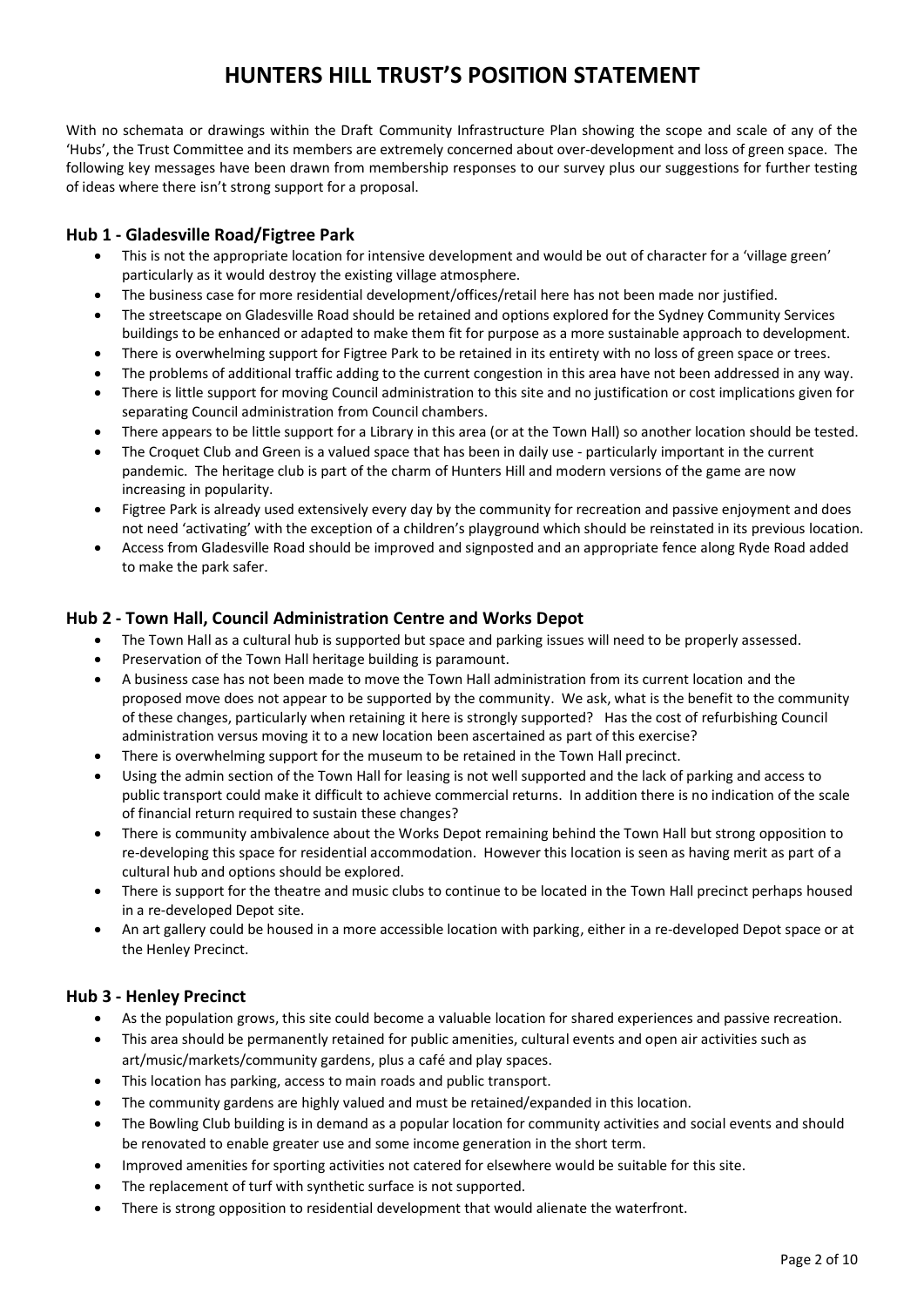# HUNTERS HILL TRUST'S POSITION STATEMENT

With no schemata or drawings within the Draft Community Infrastructure Plan showing the scope and scale of any of the 'Hubs', the Trust Committee and its members are extremely concerned about over-development and loss of green space. The following key messages have been drawn from membership responses to our survey plus our suggestions for further testing of ideas where there isn't strong support for a proposal.

## Hub 1 - Gladesville Road/Figtree Park

- This is not the appropriate location for intensive development and would be out of character for a 'village green' particularly as it would destroy the existing village atmosphere.
- The business case for more residential development/offices/retail here has not been made nor justified.
- The streetscape on Gladesville Road should be retained and options explored for the Sydney Community Services buildings to be enhanced or adapted to make them fit for purpose as a more sustainable approach to development.
- There is overwhelming support for Figtree Park to be retained in its entirety with no loss of green space or trees.
- The problems of additional traffic adding to the current congestion in this area have not been addressed in any way.
- There is little support for moving Council administration to this site and no justification or cost implications given for separating Council administration from Council chambers.
- There appears to be little support for a Library in this area (or at the Town Hall) so another location should be tested.
- The Croquet Club and Green is a valued space that has been in daily use - particularly important in the current pandemic. The heritage club is part of the charm of Hunters Hill and modern versions of the game are now increasing in popularity.
- Figtree Park is already used extensively every day by the community for recreation and passive enjoyment and does not need 'activating' with the exception of a children's playground which should be reinstated in its previous location.
- Access from Gladesville Road should be improved and signposted and an appropriate fence along Ryde Road added to make the park safer.

## Hub 2 - Town Hall, Council Administration Centre and Works Depot

- The Town Hall as a cultural hub is supported but space and parking issues will need to be properly assessed.
- Preservation of the Town Hall heritage building is paramount.
- A business case has not been made to move the Town Hall administration from its current location and the proposed move does not appear to be supported by the community. We ask, what is the benefit to the community of these changes, particularly when retaining it here is strongly supported? Has the cost of refurbishing Council administration versus moving it to a new location been ascertained as part of this exercise?
- There is overwhelming support for the museum to be retained in the Town Hall precinct.
- Using the admin section of the Town Hall for leasing is not well supported and the lack of parking and access to public transport could make it difficult to achieve commercial returns. In addition there is no indication of the scale of financial return required to sustain these changes?
- There is community ambivalence about the Works Depot remaining behind the Town Hall but strong opposition to re-developing this space for residential accommodation. However this location is seen as having merit as part of a cultural hub and options should be explored.
- There is support for the theatre and music clubs to continue to be located in the Town Hall precinct perhaps housed in a re-developed Depot site.
- An art gallery could be housed in a more accessible location with parking, either in a re-developed Depot space or at the Henley Precinct.

## Hub 3 - Henley Precinct

- As the population grows, this site could become a valuable location for shared experiences and passive recreation.
- This area should be permanently retained for public amenities, cultural events and open air activities such as art/music/markets/community gardens, plus a café and play spaces.
- This location has parking, access to main roads and public transport.
- The community gardens are highly valued and must be retained/expanded in this location.
- The Bowling Club building is in demand as a popular location for community activities and social events and should be renovated to enable greater use and some income generation in the short term.
- Improved amenities for sporting activities not catered for elsewhere would be suitable for this site.
- The replacement of turf with synthetic surface is not supported.
- There is strong opposition to residential development that would alienate the waterfront.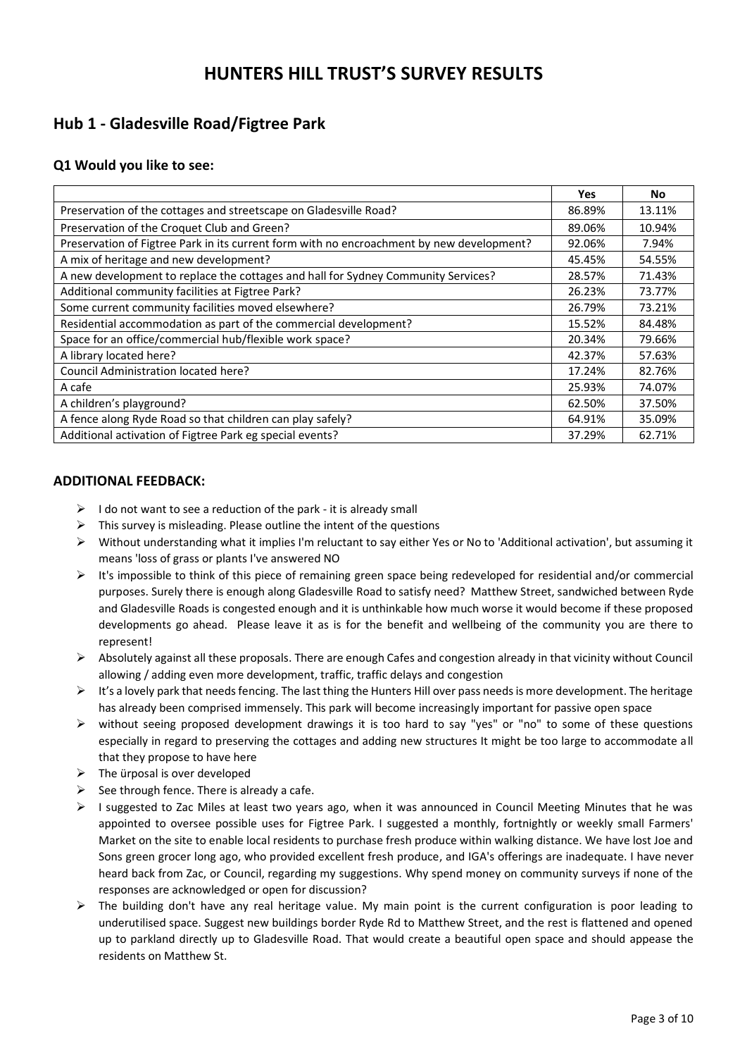# HUNTERS HILL TRUST'S SURVEY RESULTS

## Hub 1 - Gladesville Road/Figtree Park

### Q1 Would you like to see:

| | Yes | No |
|---|---|---|
| Preservation of the cottages and streetscape on Gladesville Road? | 86.89% | 13.11% |
| Preservation of the Croquet Club and Green? | 89.06% | 10.94% |
| Preservation of Figtree Park in its current form with no encroachment by new development? | 92.06% | 7.94% |
| A mix of heritage and new development? | 45.45% | 54.55% |
| A new development to replace the cottages and hall for Sydney Community Services? | 28.57% | 71.43% |
| Additional community facilities at Figtree Park? | 26.23% | 73.77% |
| Some current community facilities moved elsewhere? | 26.79% | 73.21% |
| Residential accommodation as part of the commercial development? | 15.52% | 84.48% |
| Space for an office/commercial hub/flexible work space? | 20.34% | 79.66% |
| A library located here? | 42.37% | 57.63% |
| Council Administration located here? | 17.24% | 82.76% |
| A cafe | 25.93% | 74.07% |
| A children's playground? | 62.50% | 37.50% |
| A fence along Ryde Road so that children can play safely? | 64.91% | 35.09% |
| Additional activation of Figtree Park eg special events? | 37.29% | 62.71% |

### ADDITIONAL FEEDBACK:

- I do not want to see a reduction of the park - it is already small
- This survey is misleading. Please outline the intent of the questions
- Without understanding what it implies I'm reluctant to say either Yes or No to 'Additional activation', but assuming it means 'loss of grass or plants I've answered NO
- It's impossible to think of this piece of remaining green space being redeveloped for residential and/or commercial purposes. Surely there is enough along Gladesville Road to satisfy need? Matthew Street, sandwiched between Ryde and Gladesville Roads is congested enough and it is unthinkable how much worse it would become if these proposed developments go ahead. Please leave it as is for the benefit and wellbeing of the community you are there to represent!
- Absolutely against all these proposals. There are enough Cafes and congestion already in that vicinity without Council allowing / adding even more development, traffic, traffic delays and congestion
- It's a lovely park that needs fencing. The last thing the Hunters Hill over pass needs is more development. The heritage has already been comprised immensely. This park will become increasingly important for passive open space
- without seeing proposed development drawings it is too hard to say "yes" or "no" to some of these questions especially in regard to preserving the cottages and adding new structures It might be too large to accommodate all that they propose to have here
- The ürposal is over developed
- See through fence. There is already a cafe.
- I suggested to Zac Miles at least two years ago, when it was announced in Council Meeting Minutes that he was appointed to oversee possible uses for Figtree Park. I suggested a monthly, fortnightly or weekly small Farmers' Market on the site to enable local residents to purchase fresh produce within walking distance. We have lost Joe and Sons green grocer long ago, who provided excellent fresh produce, and IGA's offerings are inadequate. I have never heard back from Zac, or Council, regarding my suggestions. Why spend money on community surveys if none of the responses are acknowledged or open for discussion?
- The building don't have any real heritage value. My main point is the current configuration is poor leading to underutilised space. Suggest new buildings border Ryde Rd to Matthew Street, and the rest is flattened and opened up to parkland directly up to Gladesville Road. That would create a beautiful open space and should appease the residents on Matthew St.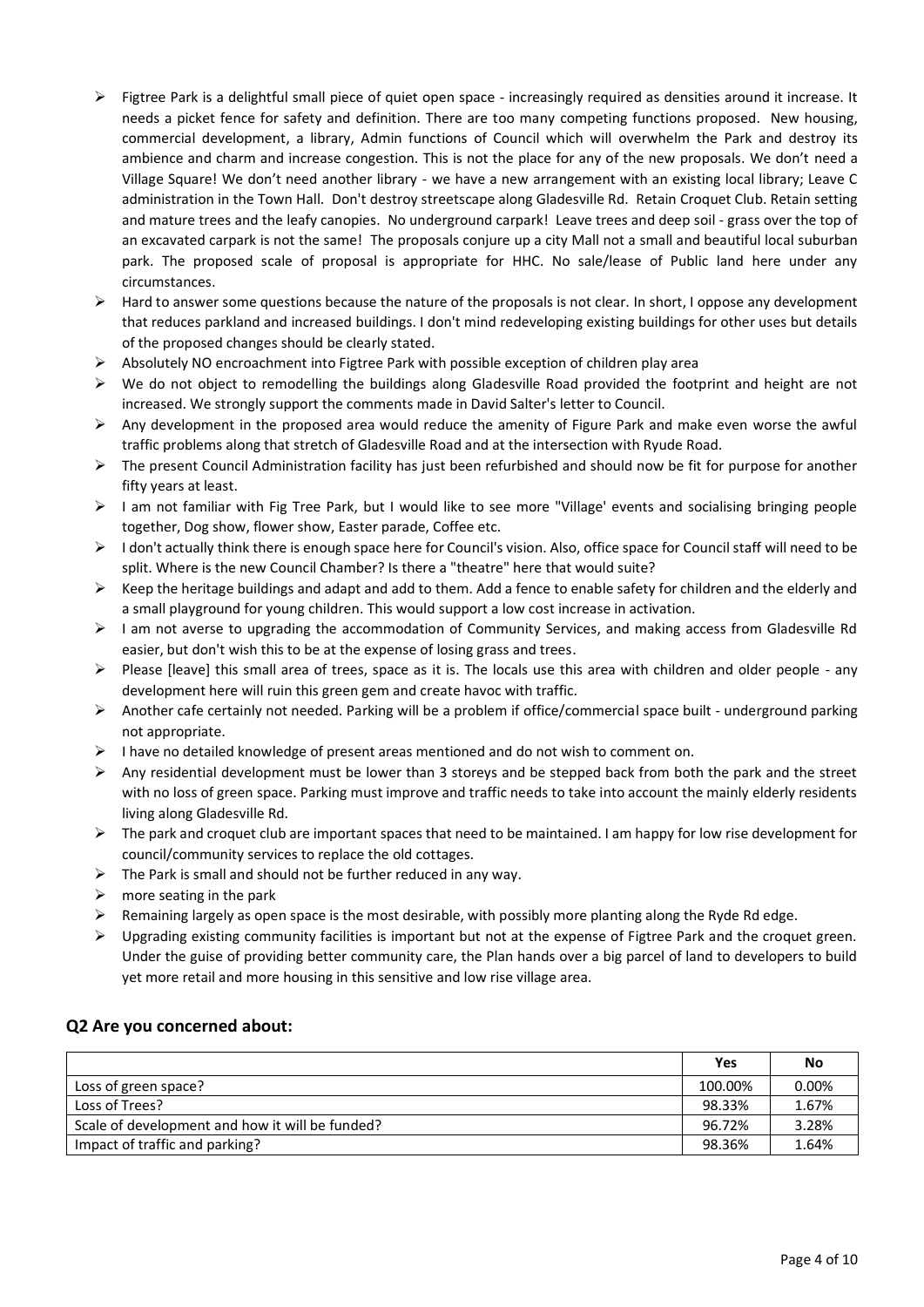- Figtree Park is a delightful small piece of quiet open space - increasingly required as densities around it increase. It needs a picket fence for safety and definition. There are too many competing functions proposed. New housing, commercial development, a library, Admin functions of Council which will overwhelm the Park and destroy its ambience and charm and increase congestion. This is not the place for any of the new proposals. We don't need a Village Square! We don't need another library - we have a new arrangement with an existing local library; Leave C administration in the Town Hall. Don't destroy streetscape along Gladesville Rd. Retain Croquet Club. Retain setting and mature trees and the leafy canopies. No underground carpark! Leave trees and deep soil - grass over the top of an excavated carpark is not the same! The proposals conjure up a city Mall not a small and beautiful local suburban park. The proposed scale of proposal is appropriate for HHC. No sale/lease of Public land here under any circumstances.
- Hard to answer some questions because the nature of the proposals is not clear. In short, I oppose any development that reduces parkland and increased buildings. I don't mind redeveloping existing buildings for other uses but details of the proposed changes should be clearly stated.
- Absolutely NO encroachment into Figtree Park with possible exception of children play area
- We do not object to remodelling the buildings along Gladesville Road provided the footprint and height are not increased. We strongly support the comments made in David Salter's letter to Council.
- Any development in the proposed area would reduce the amenity of Figure Park and make even worse the awful traffic problems along that stretch of Gladesville Road and at the intersection with Ryude Road.
- The present Council Administration facility has just been refurbished and should now be fit for purpose for another fifty years at least.
- I am not familiar with Fig Tree Park, but I would like to see more "Village' events and socialising bringing people together, Dog show, flower show, Easter parade, Coffee etc.
- I don't actually think there is enough space here for Council's vision. Also, office space for Council staff will need to be split. Where is the new Council Chamber? Is there a "theatre" here that would suite?
- Keep the heritage buildings and adapt and add to them. Add a fence to enable safety for children and the elderly and a small playground for young children. This would support a low cost increase in activation.
- I am not averse to upgrading the accommodation of Community Services, and making access from Gladesville Rd easier, but don't wish this to be at the expense of losing grass and trees.
- Please [leave] this small area of trees, space as it is. The locals use this area with children and older people - any development here will ruin this green gem and create havoc with traffic.
- Another cafe certainly not needed. Parking will be a problem if office/commercial space built - underground parking not appropriate.
- I have no detailed knowledge of present areas mentioned and do not wish to comment on.
- Any residential development must be lower than 3 storeys and be stepped back from both the park and the street with no loss of green space. Parking must improve and traffic needs to take into account the mainly elderly residents living along Gladesville Rd.
- The park and croquet club are important spaces that need to be maintained. I am happy for low rise development for council/community services to replace the old cottages.
- The Park is small and should not be further reduced in any way.
- more seating in the park
- Remaining largely as open space is the most desirable, with possibly more planting along the Ryde Rd edge.
- Upgrading existing community facilities is important but not at the expense of Figtree Park and the croquet green. Under the guise of providing better community care, the Plan hands over a big parcel of land to developers to build yet more retail and more housing in this sensitive and low rise village area.

## Q2 Are you concerned about:

| | Yes | No |
|---|---|---|
| Loss of green space? | 100.00% | 0.00% |
| Loss of Trees? | 98.33% | 1.67% |
| Scale of development and how it will be funded? | 96.72% | 3.28% |
| Impact of traffic and parking? | 98.36% | 1.64% |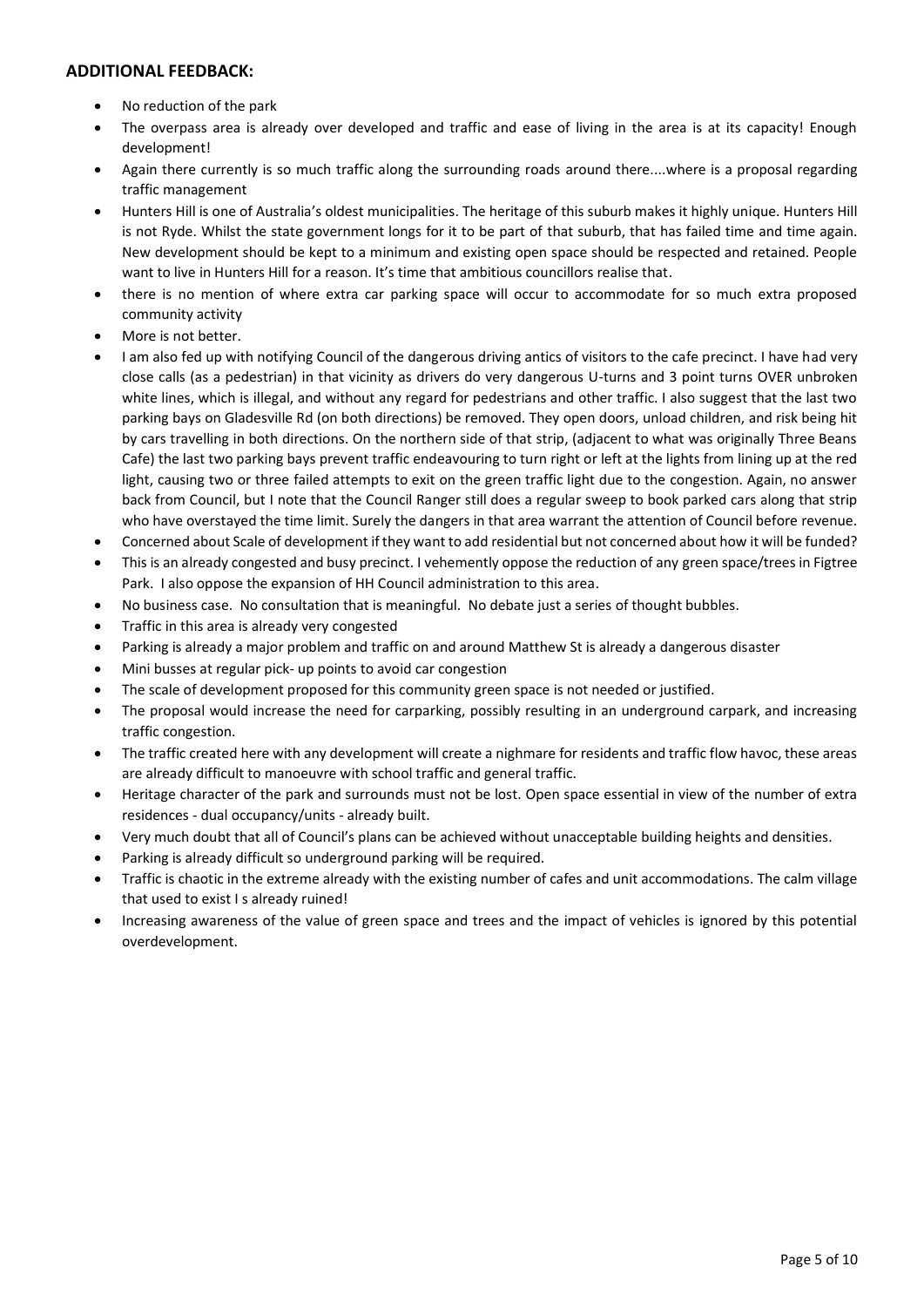## ADDITIONAL FEEDBACK:

- No reduction of the park
- The overpass area is already over developed and traffic and ease of living in the area is at its capacity! Enough development!
- Again there currently is so much traffic along the surrounding roads around there....where is a proposal regarding traffic management
- Hunters Hill is one of Australia's oldest municipalities. The heritage of this suburb makes it highly unique. Hunters Hill is not Ryde. Whilst the state government longs for it to be part of that suburb, that has failed time and time again. New development should be kept to a minimum and existing open space should be respected and retained. People want to live in Hunters Hill for a reason. It's time that ambitious councillors realise that.
- there is no mention of where extra car parking space will occur to accommodate for so much extra proposed community activity
- More is not better.
- I am also fed up with notifying Council of the dangerous driving antics of visitors to the cafe precinct. I have had very close calls (as a pedestrian) in that vicinity as drivers do very dangerous U-turns and 3 point turns OVER unbroken white lines, which is illegal, and without any regard for pedestrians and other traffic. I also suggest that the last two parking bays on Gladesville Rd (on both directions) be removed. They open doors, unload children, and risk being hit by cars travelling in both directions. On the northern side of that strip, (adjacent to what was originally Three Beans Cafe) the last two parking bays prevent traffic endeavouring to turn right or left at the lights from lining up at the red light, causing two or three failed attempts to exit on the green traffic light due to the congestion. Again, no answer back from Council, but I note that the Council Ranger still does a regular sweep to book parked cars along that strip who have overstayed the time limit. Surely the dangers in that area warrant the attention of Council before revenue.
- Concerned about Scale of development if they want to add residential but not concerned about how it will be funded?
- This is an already congested and busy precinct. I vehemently oppose the reduction of any green space/trees in Figtree Park. I also oppose the expansion of HH Council administration to this area.
- No business case. No consultation that is meaningful. No debate just a series of thought bubbles.
- Traffic in this area is already very congested
- Parking is already a major problem and traffic on and around Matthew St is already a dangerous disaster
- Mini busses at regular pick- up points to avoid car congestion
- The scale of development proposed for this community green space is not needed or justified.
- The proposal would increase the need for carparking, possibly resulting in an underground carpark, and increasing traffic congestion.
- The traffic created here with any development will create a nighmare for residents and traffic flow havoc, these areas are already difficult to manoeuvre with school traffic and general traffic.
- Heritage character of the park and surrounds must not be lost. Open space essential in view of the number of extra residences - dual occupancy/units - already built.
- Very much doubt that all of Council's plans can be achieved without unacceptable building heights and densities.
- Parking is already difficult so underground parking will be required.
- Traffic is chaotic in the extreme already with the existing number of cafes and unit accommodations. The calm village that used to exist I s already ruined!
- Increasing awareness of the value of green space and trees and the impact of vehicles is ignored by this potential overdevelopment.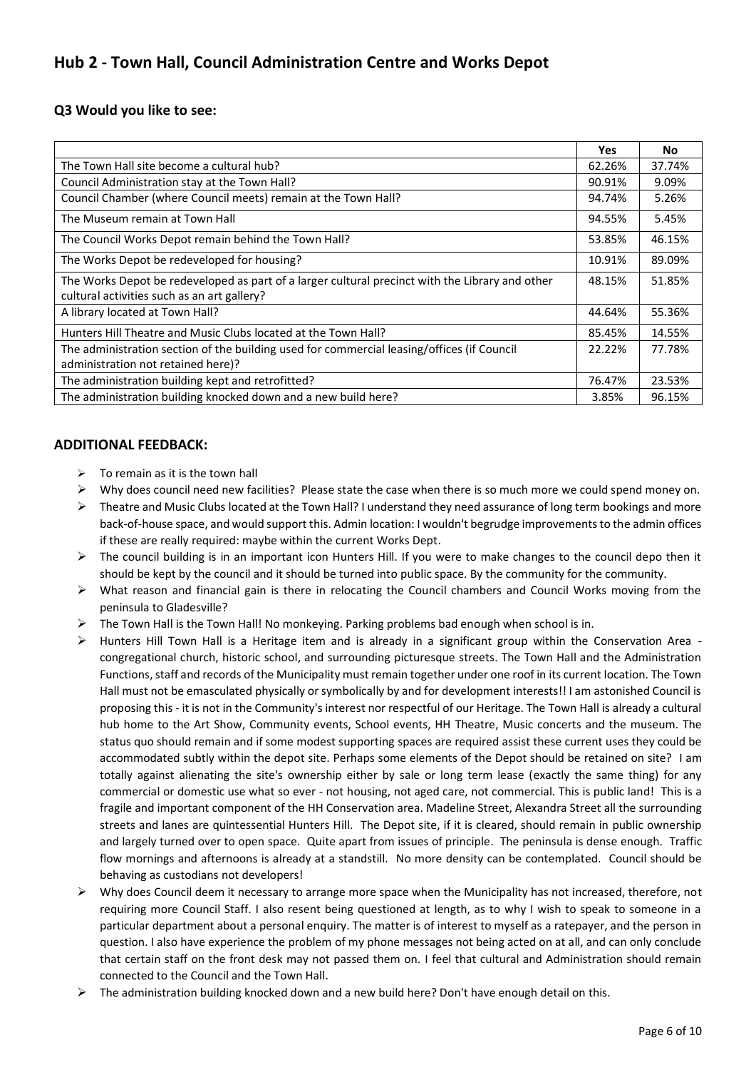## Hub 2 - Town Hall, Council Administration Centre and Works Depot

### Q3 Would you like to see:

| | Yes | No |
|---|---|---|
| The Town Hall site become a cultural hub? | 62.26% | 37.74% |
| Council Administration stay at the Town Hall? | 90.91% | 9.09% |
| Council Chamber (where Council meets) remain at the Town Hall? | 94.74% | 5.26% |
| The Museum remain at Town Hall | 94.55% | 5.45% |
| The Council Works Depot remain behind the Town Hall? | 53.85% | 46.15% |
| The Works Depot be redeveloped for housing? | 10.91% | 89.09% |
| The Works Depot be redeveloped as part of a larger cultural precinct with the Library and other cultural activities such as an art gallery? | 48.15% | 51.85% |
| A library located at Town Hall? | 44.64% | 55.36% |
| Hunters Hill Theatre and Music Clubs located at the Town Hall? | 85.45% | 14.55% |
| The administration section of the building used for commercial leasing/offices (if Council administration not retained here)? | 22.22% | 77.78% |
| The administration building kept and retrofitted? | 76.47% | 23.53% |
| The administration building knocked down and a new build here? | 3.85% | 96.15% |

### ADDITIONAL FEEDBACK:

- To remain as it is the town hall
- Why does council need new facilities? Please state the case when there is so much more we could spend money on.
- Theatre and Music Clubs located at the Town Hall? I understand they need assurance of long term bookings and more back-of-house space, and would support this. Admin location: I wouldn't begrudge improvements to the admin offices if these are really required: maybe within the current Works Dept.
- The council building is in an important icon Hunters Hill. If you were to make changes to the council depo then it should be kept by the council and it should be turned into public space. By the community for the community.
- What reason and financial gain is there in relocating the Council chambers and Council Works moving from the peninsula to Gladesville?
- The Town Hall is the Town Hall! No monkeying. Parking problems bad enough when school is in.
- Hunters Hill Town Hall is a Heritage item and is already in a significant group within the Conservation Area - congregational church, historic school, and surrounding picturesque streets. The Town Hall and the Administration Functions, staff and records of the Municipality must remain together under one roof in its current location. The Town Hall must not be emasculated physically or symbolically by and for development interests!! I am astonished Council is proposing this - it is not in the Community's interest nor respectful of our Heritage. The Town Hall is already a cultural hub home to the Art Show, Community events, School events, HH Theatre, Music concerts and the museum. The status quo should remain and if some modest supporting spaces are required assist these current uses they could be accommodated subtly within the depot site. Perhaps some elements of the Depot should be retained on site? I am totally against alienating the site's ownership either by sale or long term lease (exactly the same thing) for any commercial or domestic use what so ever - not housing, not aged care, not commercial. This is public land! This is a fragile and important component of the HH Conservation area. Madeline Street, Alexandra Street all the surrounding streets and lanes are quintessential Hunters Hill. The Depot site, if it is cleared, should remain in public ownership and largely turned over to open space. Quite apart from issues of principle. The peninsula is dense enough. Traffic flow mornings and afternoons is already at a standstill. No more density can be contemplated. Council should be behaving as custodians not developers!
- Why does Council deem it necessary to arrange more space when the Municipality has not increased, therefore, not requiring more Council Staff. I also resent being questioned at length, as to why I wish to speak to someone in a particular department about a personal enquiry. The matter is of interest to myself as a ratepayer, and the person in question. I also have experience the problem of my phone messages not being acted on at all, and can only conclude that certain staff on the front desk may not passed them on. I feel that cultural and Administration should remain connected to the Council and the Town Hall.
- The administration building knocked down and a new build here? Don't have enough detail on this.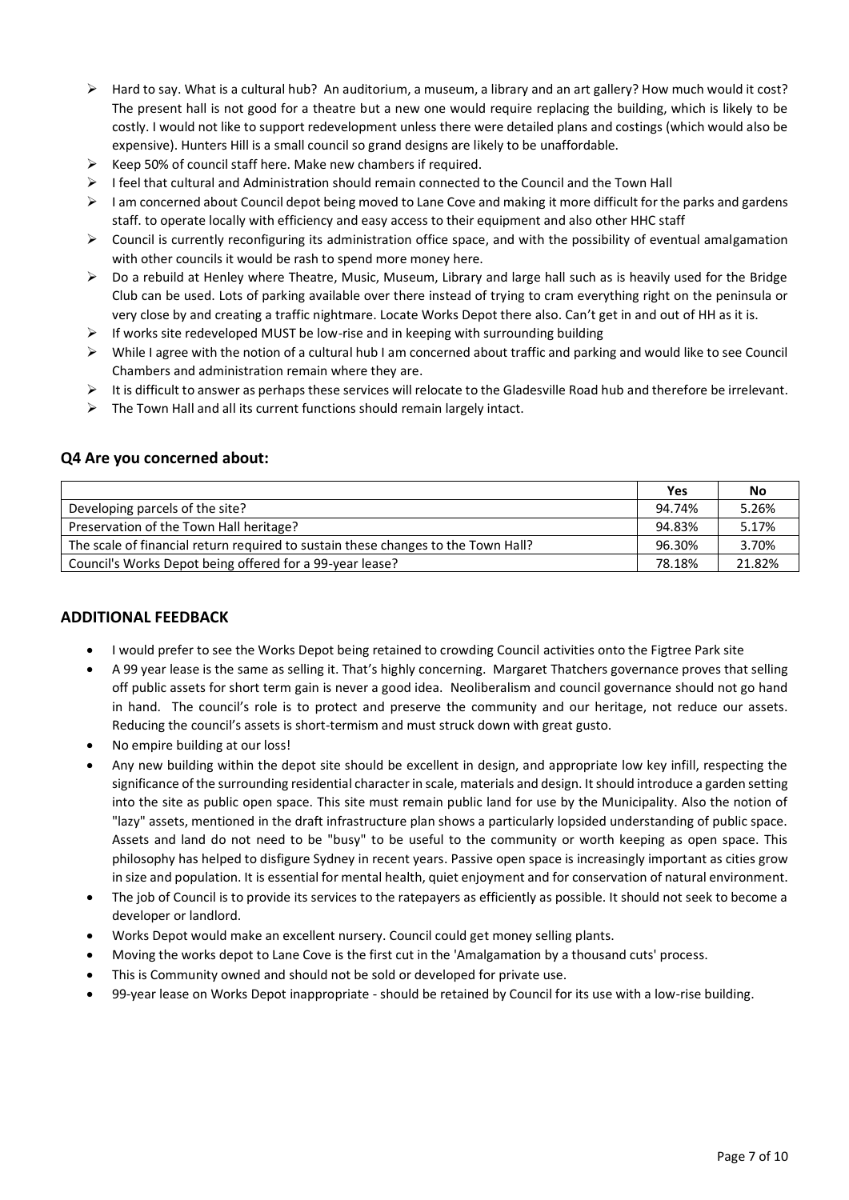- Hard to say. What is a cultural hub? An auditorium, a museum, a library and an art gallery? How much would it cost? The present hall is not good for a theatre but a new one would require replacing the building, which is likely to be costly. I would not like to support redevelopment unless there were detailed plans and costings (which would also be expensive). Hunters Hill is a small council so grand designs are likely to be unaffordable.
- Keep 50% of council staff here. Make new chambers if required.
- I feel that cultural and Administration should remain connected to the Council and the Town Hall
- I am concerned about Council depot being moved to Lane Cove and making it more difficult for the parks and gardens staff. to operate locally with efficiency and easy access to their equipment and also other HHC staff
- Council is currently reconfiguring its administration office space, and with the possibility of eventual amalgamation with other councils it would be rash to spend more money here.
- Do a rebuild at Henley where Theatre, Music, Museum, Library and large hall such as is heavily used for the Bridge Club can be used. Lots of parking available over there instead of trying to cram everything right on the peninsula or very close by and creating a traffic nightmare. Locate Works Depot there also. Can't get in and out of HH as it is.
- If works site redeveloped MUST be low-rise and in keeping with surrounding building
- While I agree with the notion of a cultural hub I am concerned about traffic and parking and would like to see Council Chambers and administration remain where they are.
- It is difficult to answer as perhaps these services will relocate to the Gladesville Road hub and therefore be irrelevant.
- The Town Hall and all its current functions should remain largely intact.

## Q4 Are you concerned about:

| | Yes | No |
|---|---|---|
| Developing parcels of the site? | 94.74% | 5.26% |
| Preservation of the Town Hall heritage? | 94.83% | 5.17% |
| The scale of financial return required to sustain these changes to the Town Hall? | 96.30% | 3.70% |
| Council's Works Depot being offered for a 99-year lease? | 78.18% | 21.82% |

## ADDITIONAL FEEDBACK

- I would prefer to see the Works Depot being retained to crowding Council activities onto the Figtree Park site
- A 99 year lease is the same as selling it. That's highly concerning. Margaret Thatchers governance proves that selling off public assets for short term gain is never a good idea. Neoliberalism and council governance should not go hand in hand. The council's role is to protect and preserve the community and our heritage, not reduce our assets. Reducing the council's assets is short-termism and must struck down with great gusto.
- No empire building at our loss!
- Any new building within the depot site should be excellent in design, and appropriate low key infill, respecting the significance of the surrounding residential character in scale, materials and design. It should introduce a garden setting into the site as public open space. This site must remain public land for use by the Municipality. Also the notion of "lazy" assets, mentioned in the draft infrastructure plan shows a particularly lopsided understanding of public space. Assets and land do not need to be "busy" to be useful to the community or worth keeping as open space. This philosophy has helped to disfigure Sydney in recent years. Passive open space is increasingly important as cities grow in size and population. It is essential for mental health, quiet enjoyment and for conservation of natural environment.
- The job of Council is to provide its services to the ratepayers as efficiently as possible. It should not seek to become a developer or landlord.
- Works Depot would make an excellent nursery. Council could get money selling plants.
- Moving the works depot to Lane Cove is the first cut in the 'Amalgamation by a thousand cuts' process.
- This is Community owned and should not be sold or developed for private use.
- 99-year lease on Works Depot inappropriate - should be retained by Council for its use with a low-rise building.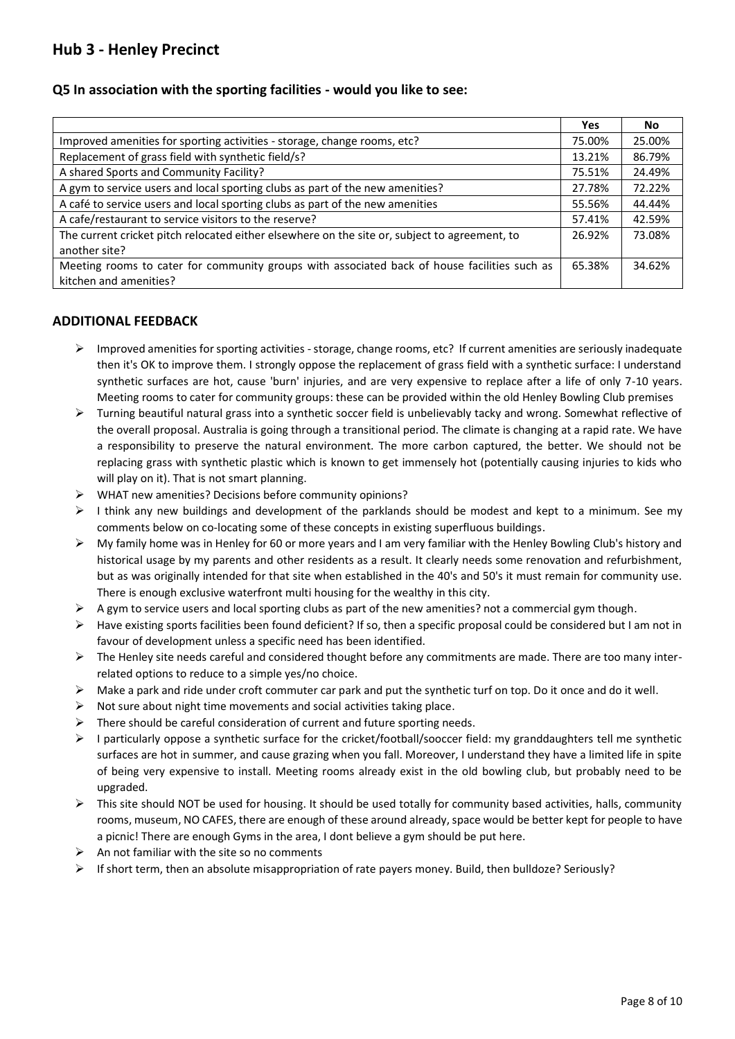## Hub 3 - Henley Precinct

### Q5 In association with the sporting facilities - would you like to see:

| | Yes | No |
|---|---|---|
| Improved amenities for sporting activities - storage, change rooms, etc? | 75.00% | 25.00% |
| Replacement of grass field with synthetic field/s? | 13.21% | 86.79% |
| A shared Sports and Community Facility? | 75.51% | 24.49% |
| A gym to service users and local sporting clubs as part of the new amenities? | 27.78% | 72.22% |
| A café to service users and local sporting clubs as part of the new amenities | 55.56% | 44.44% |
| A cafe/restaurant to service visitors to the reserve? | 57.41% | 42.59% |
| The current cricket pitch relocated either elsewhere on the site or, subject to agreement, to another site? | 26.92% | 73.08% |
| Meeting rooms to cater for community groups with associated back of house facilities such as kitchen and amenities? | 65.38% | 34.62% |

### ADDITIONAL FEEDBACK

- Improved amenities for sporting activities - storage, change rooms, etc? If current amenities are seriously inadequate then it's OK to improve them. I strongly oppose the replacement of grass field with a synthetic surface: I understand synthetic surfaces are hot, cause 'burn' injuries, and are very expensive to replace after a life of only 7-10 years. Meeting rooms to cater for community groups: these can be provided within the old Henley Bowling Club premises
- Turning beautiful natural grass into a synthetic soccer field is unbelievably tacky and wrong. Somewhat reflective of the overall proposal. Australia is going through a transitional period. The climate is changing at a rapid rate. We have a responsibility to preserve the natural environment. The more carbon captured, the better. We should not be replacing grass with synthetic plastic which is known to get immensely hot (potentially causing injuries to kids who will play on it). That is not smart planning.
- WHAT new amenities? Decisions before community opinions?
- I think any new buildings and development of the parklands should be modest and kept to a minimum. See my comments below on co-locating some of these concepts in existing superfluous buildings.
- My family home was in Henley for 60 or more years and I am very familiar with the Henley Bowling Club's history and historical usage by my parents and other residents as a result. It clearly needs some renovation and refurbishment, but as was originally intended for that site when established in the 40's and 50's it must remain for community use. There is enough exclusive waterfront multi housing for the wealthy in this city.
- A gym to service users and local sporting clubs as part of the new amenities? not a commercial gym though.
- Have existing sports facilities been found deficient? If so, then a specific proposal could be considered but I am not in favour of development unless a specific need has been identified.
- The Henley site needs careful and considered thought before any commitments are made. There are too many inter-related options to reduce to a simple yes/no choice.
- Make a park and ride under croft commuter car park and put the synthetic turf on top. Do it once and do it well.
- Not sure about night time movements and social activities taking place.
- There should be careful consideration of current and future sporting needs.
- I particularly oppose a synthetic surface for the cricket/football/sooccer field: my granddaughters tell me synthetic surfaces are hot in summer, and cause grazing when you fall. Moreover, I understand they have a limited life in spite of being very expensive to install. Meeting rooms already exist in the old bowling club, but probably need to be upgraded.
- This site should NOT be used for housing. It should be used totally for community based activities, halls, community rooms, museum, NO CAFES, there are enough of these around already, space would be better kept for people to have a picnic! There are enough Gyms in the area, I dont believe a gym should be put here.
- An not familiar with the site so no comments
- If short term, then an absolute misappropriation of rate payers money. Build, then bulldoze? Seriously?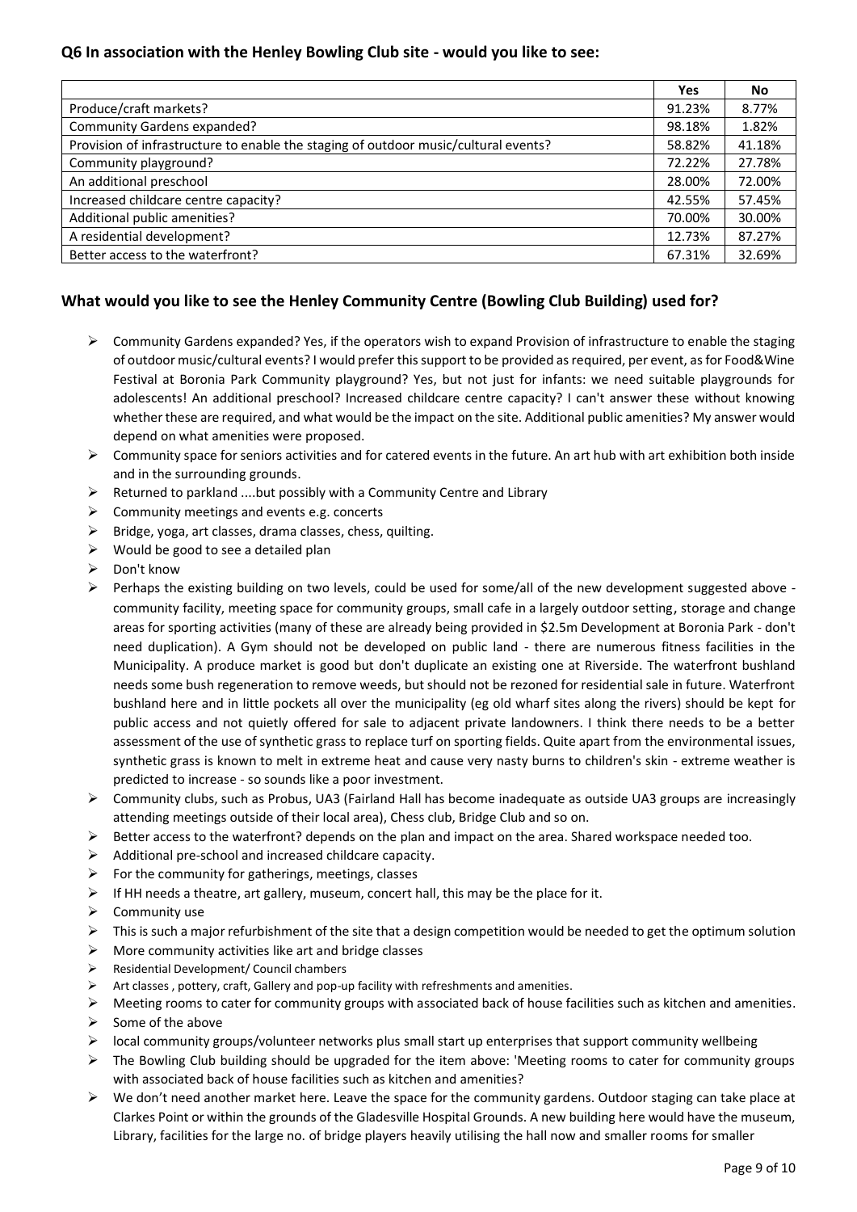### Q6 In association with the Henley Bowling Club site - would you like to see:

| | Yes | No |
|---|---|---|
| Produce/craft markets? | 91.23% | 8.77% |
| Community Gardens expanded? | 98.18% | 1.82% |
| Provision of infrastructure to enable the staging of outdoor music/cultural events? | 58.82% | 41.18% |
| Community playground? | 72.22% | 27.78% |
| An additional preschool | 28.00% | 72.00% |
| Increased childcare centre capacity? | 42.55% | 57.45% |
| Additional public amenities? | 70.00% | 30.00% |
| A residential development? | 12.73% | 87.27% |
| Better access to the waterfront? | 67.31% | 32.69% |

### What would you like to see the Henley Community Centre (Bowling Club Building) used for?

- Community Gardens expanded? Yes, if the operators wish to expand Provision of infrastructure to enable the staging of outdoor music/cultural events? I would prefer this support to be provided as required, per event, as for Food&Wine Festival at Boronia Park Community playground? Yes, but not just for infants: we need suitable playgrounds for adolescents! An additional preschool? Increased childcare centre capacity? I can't answer these without knowing whether these are required, and what would be the impact on the site. Additional public amenities? My answer would depend on what amenities were proposed.
- Community space for seniors activities and for catered events in the future. An art hub with art exhibition both inside and in the surrounding grounds.
- Returned to parkland ....but possibly with a Community Centre and Library
- Community meetings and events e.g. concerts
- Bridge, yoga, art classes, drama classes, chess, quilting.
- Would be good to see a detailed plan
- Don't know
- Perhaps the existing building on two levels, could be used for some/all of the new development suggested above - community facility, meeting space for community groups, small cafe in a largely outdoor setting, storage and change areas for sporting activities (many of these are already being provided in $2.5m Development at Boronia Park - don't need duplication). A Gym should not be developed on public land - there are numerous fitness facilities in the Municipality. A produce market is good but don't duplicate an existing one at Riverside. The waterfront bushland needs some bush regeneration to remove weeds, but should not be rezoned for residential sale in future. Waterfront bushland here and in little pockets all over the municipality (eg old wharf sites along the rivers) should be kept for public access and not quietly offered for sale to adjacent private landowners. I think there needs to be a better assessment of the use of synthetic grass to replace turf on sporting fields. Quite apart from the environmental issues, synthetic grass is known to melt in extreme heat and cause very nasty burns to children's skin - extreme weather is predicted to increase - so sounds like a poor investment.
- Community clubs, such as Probus, UA3 (Fairland Hall has become inadequate as outside UA3 groups are increasingly attending meetings outside of their local area), Chess club, Bridge Club and so on.
- Better access to the waterfront? depends on the plan and impact on the area. Shared workspace needed too.
- Additional pre-school and increased childcare capacity.
- For the community for gatherings, meetings, classes
- If HH needs a theatre, art gallery, museum, concert hall, this may be the place for it.
- Community use
- This is such a major refurbishment of the site that a design competition would be needed to get the optimum solution
- More community activities like art and bridge classes
- Residential Development/ Council chambers
- Art classes , pottery, craft, Gallery and pop-up facility with refreshments and amenities.
- Meeting rooms to cater for community groups with associated back of house facilities such as kitchen and amenities.
- Some of the above
- local community groups/volunteer networks plus small start up enterprises that support community wellbeing
- The Bowling Club building should be upgraded for the item above: 'Meeting rooms to cater for community groups with associated back of house facilities such as kitchen and amenities?
- We don't need another market here. Leave the space for the community gardens. Outdoor staging can take place at Clarkes Point or within the grounds of the Gladesville Hospital Grounds. A new building here would have the museum, Library, facilities for the large no. of bridge players heavily utilising the hall now and smaller rooms for smaller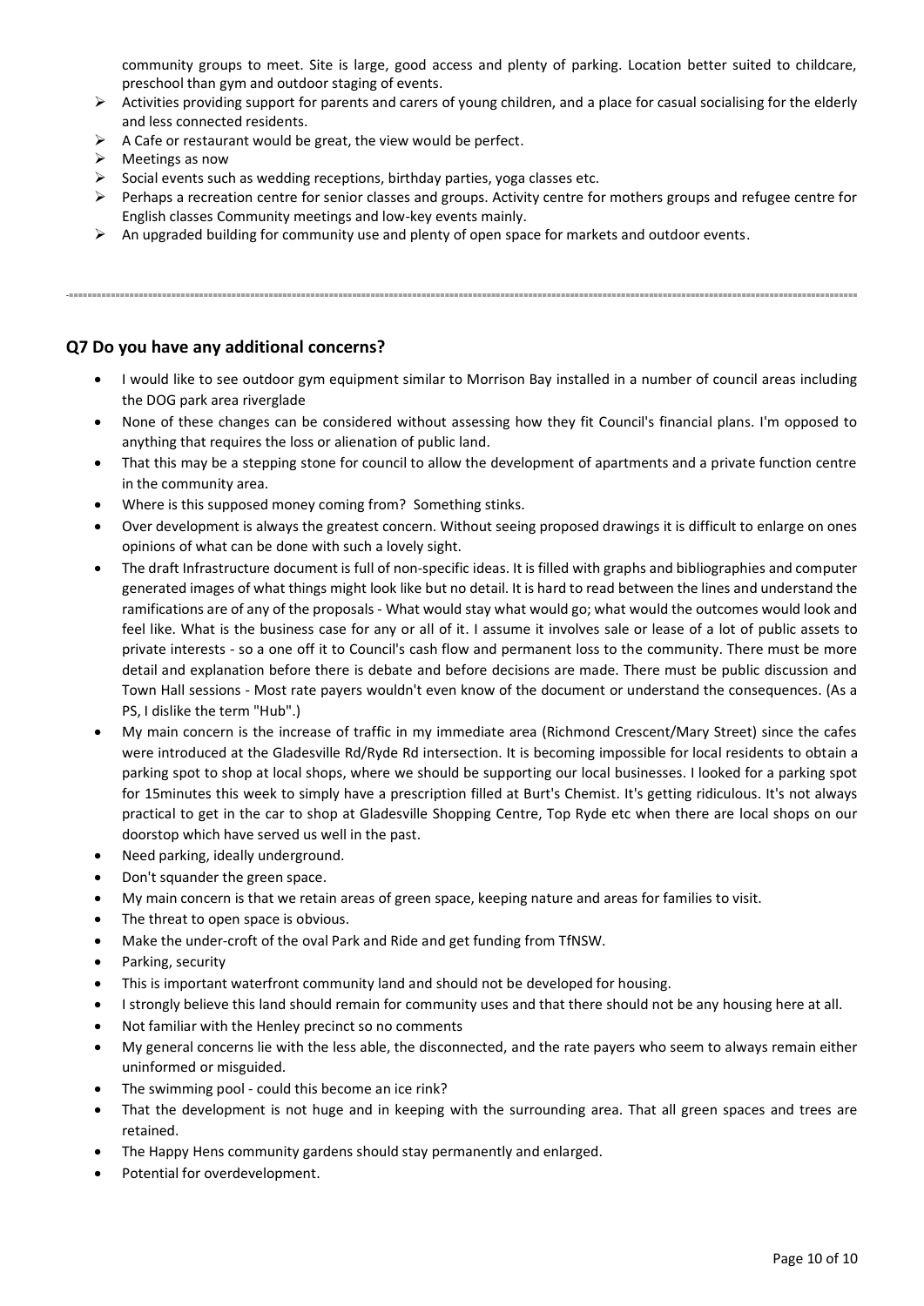community groups to meet. Site is large, good access and plenty of parking. Location better suited to childcare, preschool than gym and outdoor staging of events.

- Activities providing support for parents and carers of young children, and a place for casual socialising for the elderly and less connected residents.
- A Cafe or restaurant would be great, the view would be perfect.
- Meetings as now
- Social events such as wedding receptions, birthday parties, yoga classes etc.
- Perhaps a recreation centre for senior classes and groups. Activity centre for mothers groups and refugee centre for English classes Community meetings and low-key events mainly.
- An upgraded building for community use and plenty of open space for markets and outdoor events.

---

## Q7 Do you have any additional concerns?

- I would like to see outdoor gym equipment similar to Morrison Bay installed in a number of council areas including the DOG park area riverglade
- None of these changes can be considered without assessing how they fit Council's financial plans. I'm opposed to anything that requires the loss or alienation of public land.
- That this may be a stepping stone for council to allow the development of apartments and a private function centre in the community area.
- Where is this supposed money coming from? Something stinks.
- Over development is always the greatest concern. Without seeing proposed drawings it is difficult to enlarge on ones opinions of what can be done with such a lovely sight.
- The draft Infrastructure document is full of non-specific ideas. It is filled with graphs and bibliographies and computer generated images of what things might look like but no detail. It is hard to read between the lines and understand the ramifications are of any of the proposals - What would stay what would go; what would the outcomes would look and feel like. What is the business case for any or all of it. I assume it involves sale or lease of a lot of public assets to private interests - so a one off it to Council's cash flow and permanent loss to the community. There must be more detail and explanation before there is debate and before decisions are made. There must be public discussion and Town Hall sessions - Most rate payers wouldn't even know of the document or understand the consequences. (As a PS, I dislike the term "Hub".)
- My main concern is the increase of traffic in my immediate area (Richmond Crescent/Mary Street) since the cafes were introduced at the Gladesville Rd/Ryde Rd intersection. It is becoming impossible for local residents to obtain a parking spot to shop at local shops, where we should be supporting our local businesses. I looked for a parking spot for 15minutes this week to simply have a prescription filled at Burt's Chemist. It's getting ridiculous. It's not always practical to get in the car to shop at Gladesville Shopping Centre, Top Ryde etc when there are local shops on our doorstop which have served us well in the past.
- Need parking, ideally underground.
- Don't squander the green space.
- My main concern is that we retain areas of green space, keeping nature and areas for families to visit.
- The threat to open space is obvious.
- Make the under-croft of the oval Park and Ride and get funding from TfNSW.
- Parking, security
- This is important waterfront community land and should not be developed for housing.
- I strongly believe this land should remain for community uses and that there should not be any housing here at all.
- Not familiar with the Henley precinct so no comments
- My general concerns lie with the less able, the disconnected, and the rate payers who seem to always remain either uninformed or misguided.
- The swimming pool - could this become an ice rink?
- That the development is not huge and in keeping with the surrounding area. That all green spaces and trees are retained.
- The Happy Hens community gardens should stay permanently and enlarged.
- Potential for overdevelopment.